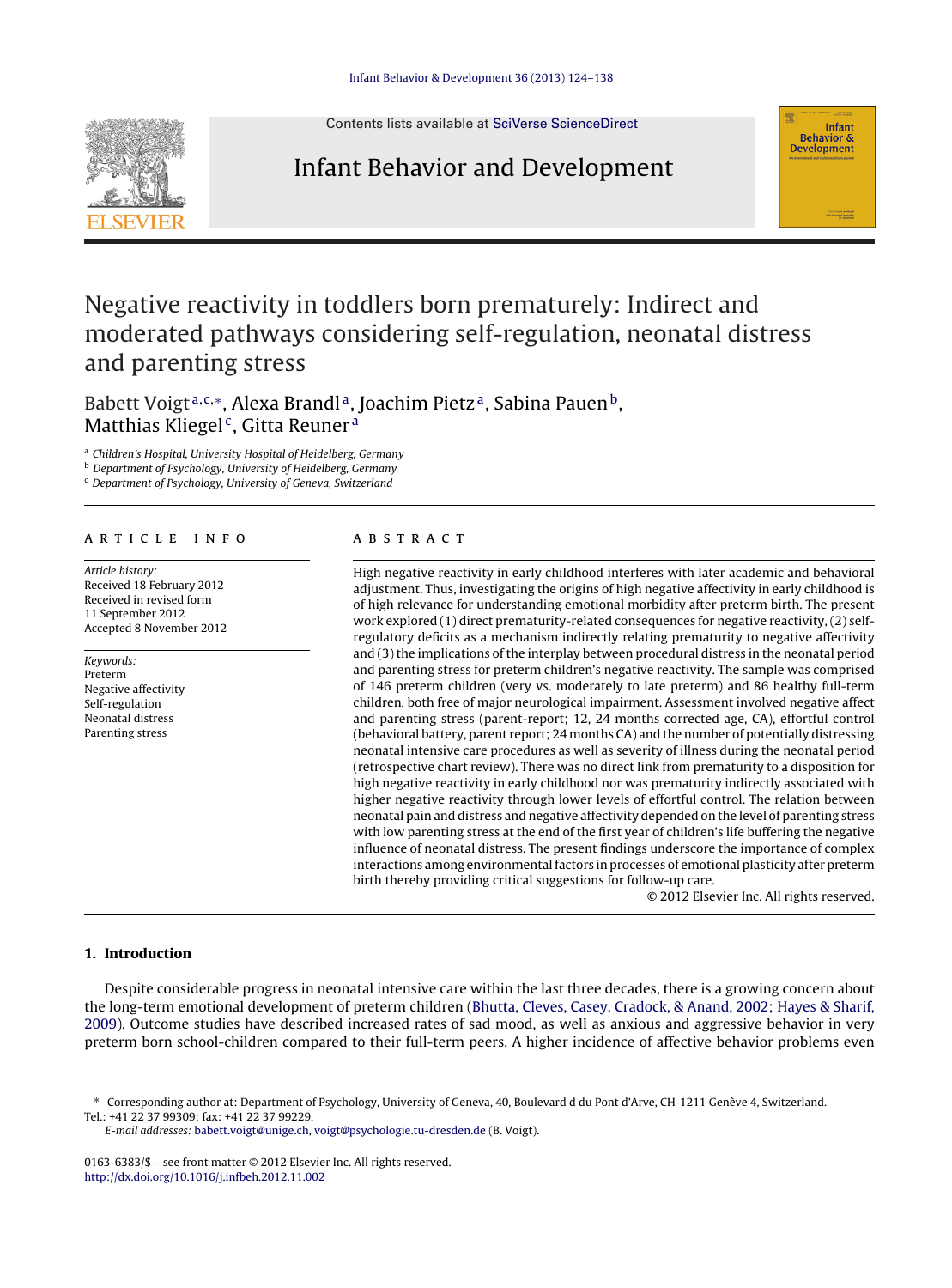# Negative reactivity in toddlers born prematurely: Indirect and moderated pathways considering self-regulation, neonatal distress and parenting stress

Babett Voigt[a,c,*], Alexa Brandl[a], Joachim Pietz[a], Sabina Pauen[b], Matthias Kliegel[c], Gitta Reuner[a]

[a] Children's Hospital, University Hospital of Heidelberg, Germany
[b] Department of Psychology, University of Heidelberg, Germany
[c] Department of Psychology, University of Geneva, Switzerland

## ARTICLE INFO

*Article history:*
Received 18 February 2012
Received in revised form
11 September 2012
Accepted 8 November 2012

*Keywords:*
Preterm
Negative affectivity
Self-regulation
Neonatal distress
Parenting stress

## ABSTRACT

High negative reactivity in early childhood interferes with later academic and behavioral adjustment. Thus, investigating the origins of high negative affectivity in early childhood is of high relevance for understanding emotional morbidity after preterm birth. The present work explored (1) direct prematurity-related consequences for negative reactivity, (2) self-regulatory deficits as a mechanism indirectly relating prematurity to negative affectivity and (3) the implications of the interplay between procedural distress in the neonatal period and parenting stress for preterm children's negative reactivity. The sample was comprised of 146 preterm children (very vs. moderately to late preterm) and 86 healthy full-term children, both free of major neurological impairment. Assessment involved negative affect and parenting stress (parent-report; 12, 24 months corrected age, CA), effortful control (behavioral battery, parent report; 24 months CA) and the number of potentially distressing neonatal intensive care procedures as well as severity of illness during the neonatal period (retrospective chart review). There was no direct link from prematurity to a disposition for high negative reactivity in early childhood nor was prematurity indirectly associated with higher negative reactivity through lower levels of effortful control. The relation between neonatal pain and distress and negative affectivity depended on the level of parenting stress with low parenting stress at the end of the first year of children's life buffering the negative influence of neonatal distress. The present findings underscore the importance of complex interactions among environmental factors in processes of emotional plasticity after preterm birth thereby providing critical suggestions for follow-up care.

© 2012 Elsevier Inc. All rights reserved.

## 1. Introduction

Despite considerable progress in neonatal intensive care within the last three decades, there is a growing concern about the long-term emotional development of preterm children (Bhutta, Cleves, Casey, Cradock, & Anand, 2002; Hayes & Sharif, 2009). Outcome studies have described increased rates of sad mood, as well as anxious and aggressive behavior in very preterm born school-children compared to their full-term peers. A higher incidence of affective behavior problems even

\* Corresponding author at: Department of Psychology, University of Geneva, 40, Boulevard d du Pont d'Arve, CH-1211 Genève 4, Switzerland. Tel.: +41 22 37 99309; fax: +41 22 37 99229.
*E-mail addresses:* babett.voigt@unige.ch, voigt@psychologie.tu-dresden.de (B. Voigt).

0163-6383/$ – see front matter © 2012 Elsevier Inc. All rights reserved.
http://dx.doi.org/10.1016/j.infbeh.2012.11.002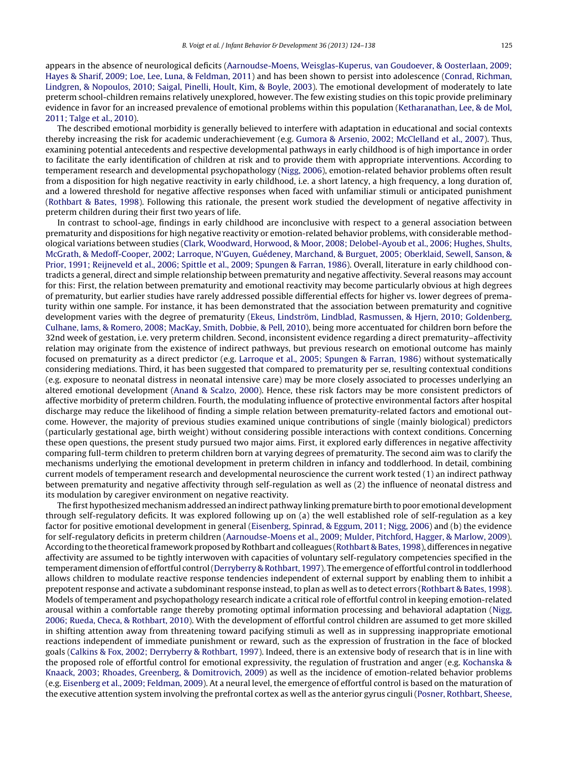appears in the absence of neurological deficits (Aarnoudse-Moens, Weisglas-Kuperus, van Goudoever, & Oosterlaan, 2009; Hayes & Sharif, 2009; Loe, Lee, Luna, & Feldman, 2011) and has been shown to persist into adolescence (Conrad, Richman, Lindgren, & Nopoulos, 2010; Saigal, Pinelli, Hoult, Kim, & Boyle, 2003). The emotional development of moderately to late preterm school-children remains relatively unexplored, however. The few existing studies on this topic provide preliminary evidence in favor for an increased prevalence of emotional problems within this population (Ketharanathan, Lee, & de Mol, 2011; Talge et al., 2010).

The described emotional morbidity is generally believed to interfere with adaptation in educational and social contexts thereby increasing the risk for academic underachievement (e.g. Gumora & Arsenio, 2002; McClelland et al., 2007). Thus, examining potential antecedents and respective developmental pathways in early childhood is of high importance in order to facilitate the early identification of children at risk and to provide them with appropriate interventions. According to temperament research and developmental psychopathology (Nigg, 2006), emotion-related behavior problems often result from a disposition for high negative reactivity in early childhood, i.e. a short latency, a high frequency, a long duration of, and a lowered threshold for negative affective responses when faced with unfamiliar stimuli or anticipated punishment (Rothbart & Bates, 1998). Following this rationale, the present work studied the development of negative affectivity in preterm children during their first two years of life.

In contrast to school-age, findings in early childhood are inconclusive with respect to a general association between prematurity and dispositions for high negative reactivity or emotion-related behavior problems, with considerable methodological variations between studies (Clark, Woodward, Horwood, & Moor, 2008; Delobel-Ayoub et al., 2006; Hughes, Shults, McGrath, & Medoff-Cooper, 2002; Larroque, N'Guyen, Guédeney, Marchand, & Burguet, 2005; Oberklaid, Sewell, Sanson, & Prior, 1991; Reijneveld et al., 2006; Spittle et al., 2009; Spungen & Farran, 1986). Overall, literature in early childhood contradicts a general, direct and simple relationship between prematurity and negative affectivity. Several reasons may account for this: First, the relation between prematurity and emotional reactivity may become particularly obvious at high degrees of prematurity, but earlier studies have rarely addressed possible differential effects for higher vs. lower degrees of prematurity within one sample. For instance, it has been demonstrated that the association between prematurity and cognitive development varies with the degree of prematurity (Ekeus, Lindström, Lindblad, Rasmussen, & Hjern, 2010; Goldenberg, Culhane, Iams, & Romero, 2008; MacKay, Smith, Dobbie, & Pell, 2010), being more accentuated for children born before the 32nd week of gestation, i.e. very preterm children. Second, inconsistent evidence regarding a direct prematurity–affectivity relation may originate from the existence of indirect pathways, but previous research on emotional outcome has mainly focused on prematurity as a direct predictor (e.g. Larroque et al., 2005; Spungen & Farran, 1986) without systematically considering mediations. Third, it has been suggested that compared to prematurity per se, resulting contextual conditions (e.g. exposure to neonatal distress in neonatal intensive care) may be more closely associated to processes underlying an altered emotional development (Anand & Scalzo, 2000). Hence, these risk factors may be more consistent predictors of affective morbidity of preterm children. Fourth, the modulating influence of protective environmental factors after hospital discharge may reduce the likelihood of finding a simple relation between prematurity-related factors and emotional outcome. However, the majority of previous studies examined unique contributions of single (mainly biological) predictors (particularly gestational age, birth weight) without considering possible interactions with context conditions. Concerning these open questions, the present study pursued two major aims. First, it explored early differences in negative affectivity comparing full-term children to preterm children born at varying degrees of prematurity. The second aim was to clarify the mechanisms underlying the emotional development in preterm children in infancy and toddlerhood. In detail, combining current models of temperament research and developmental neuroscience the current work tested (1) an indirect pathway between prematurity and negative affectivity through self-regulation as well as (2) the influence of neonatal distress and its modulation by caregiver environment on negative reactivity.

The first hypothesized mechanism addressed an indirect pathway linking premature birth to poor emotional development through self-regulatory deficits. It was explored following up on (a) the well established role of self-regulation as a key factor for positive emotional development in general (Eisenberg, Spinrad, & Eggum, 2011; Nigg, 2006) and (b) the evidence for self-regulatory deficits in preterm children (Aarnoudse-Moens et al., 2009; Mulder, Pitchford, Hagger, & Marlow, 2009). According to the theoretical framework proposed by Rothbart and colleagues (Rothbart & Bates, 1998), differences in negative affectivity are assumed to be tightly interwoven with capacities of voluntary self-regulatory competencies specified in the temperament dimension of effortful control (Derryberry & Rothbart, 1997). The emergence of effortful control in toddlerhood allows children to modulate reactive response tendencies independent of external support by enabling them to inhibit a prepotent response and activate a subdominant response instead, to plan as well as to detect errors (Rothbart & Bates, 1998). Models of temperament and psychopathology research indicate a critical role of effortful control in keeping emotion-related arousal within a comfortable range thereby promoting optimal information processing and behavioral adaptation (Nigg, 2006; Rueda, Checa, & Rothbart, 2010). With the development of effortful control children are assumed to get more skilled in shifting attention away from threatening toward pacifying stimuli as well as in suppressing inappropriate emotional reactions independent of immediate punishment or reward, such as the expression of frustration in the face of blocked goals (Calkins & Fox, 2002; Derryberry & Rothbart, 1997). Indeed, there is an extensive body of research that is in line with the proposed role of effortful control for emotional expressivity, the regulation of frustration and anger (e.g. Kochanska & Knaack, 2003; Rhoades, Greenberg, & Domitrovich, 2009) as well as the incidence of emotion-related behavior problems (e.g. Eisenberg et al., 2009; Feldman, 2009). At a neural level, the emergence of effortful control is based on the maturation of the executive attention system involving the prefrontal cortex as well as the anterior gyrus cinguli (Posner, Rothbart, Sheese,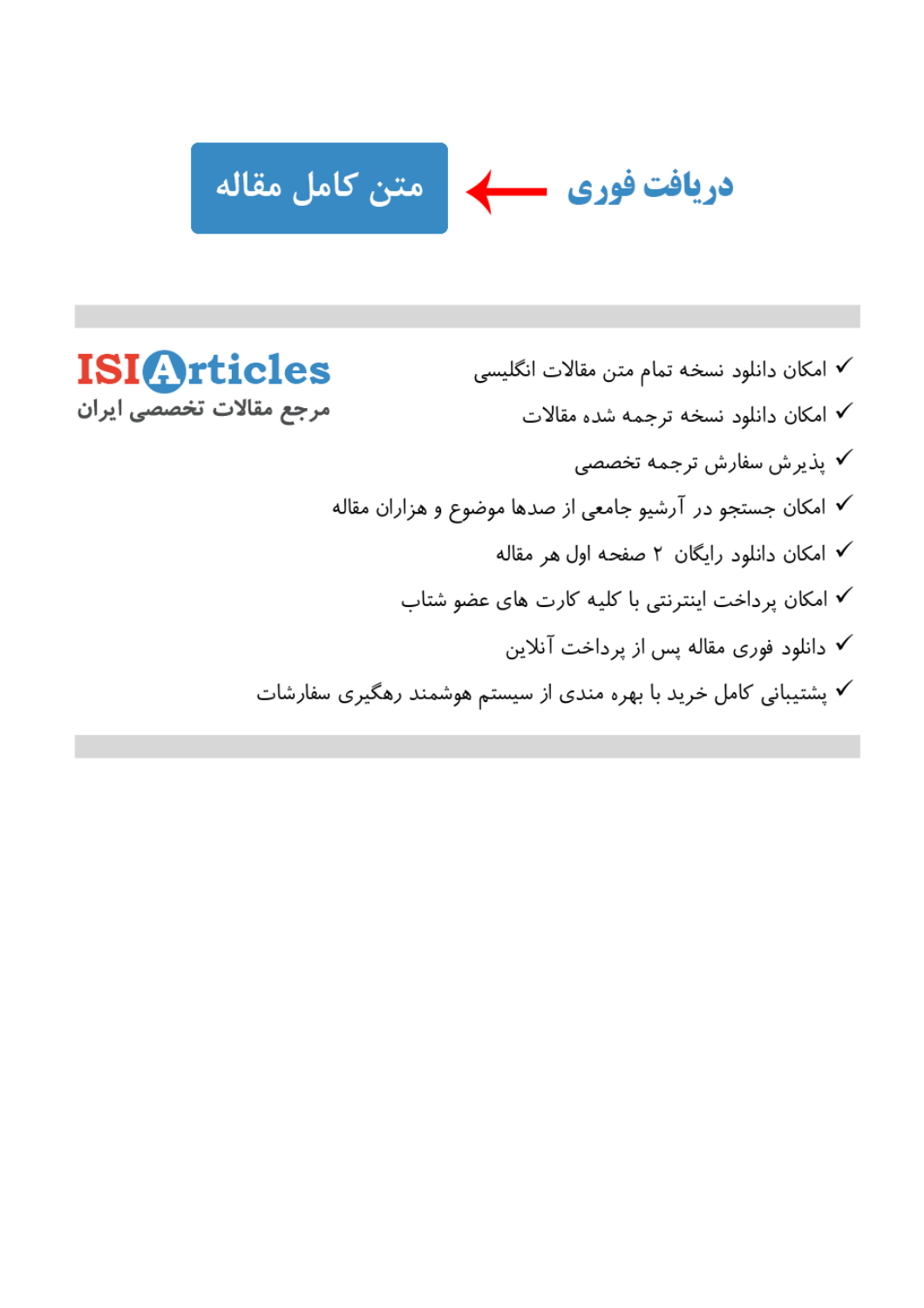متن کامل مقاله ← دریافت فوری

ISIArticles
مرجع مقالات تخصصی ایران

- ✓ امکان دانلود نسخه تمام متن مقالات انگلیسی
- ✓ امکان دانلود نسخه ترجمه شده مقالات
- ✓ پذیرش سفارش ترجمه تخصصی
- ✓ امکان جستجو در آرشیو جامعی از صدها موضوع و هزاران مقاله
- ✓ امکان دانلود رایگان ۲ صفحه اول هر مقاله
- ✓ امکان پرداخت اینترنتی با کلیه کارت های عضو شتاب
- ✓ دانلود فوری مقاله پس از پرداخت آنلاین
- ✓ پشتیبانی کامل خرید با بهره مندی از سیستم هوشمند رهگیری سفارشات